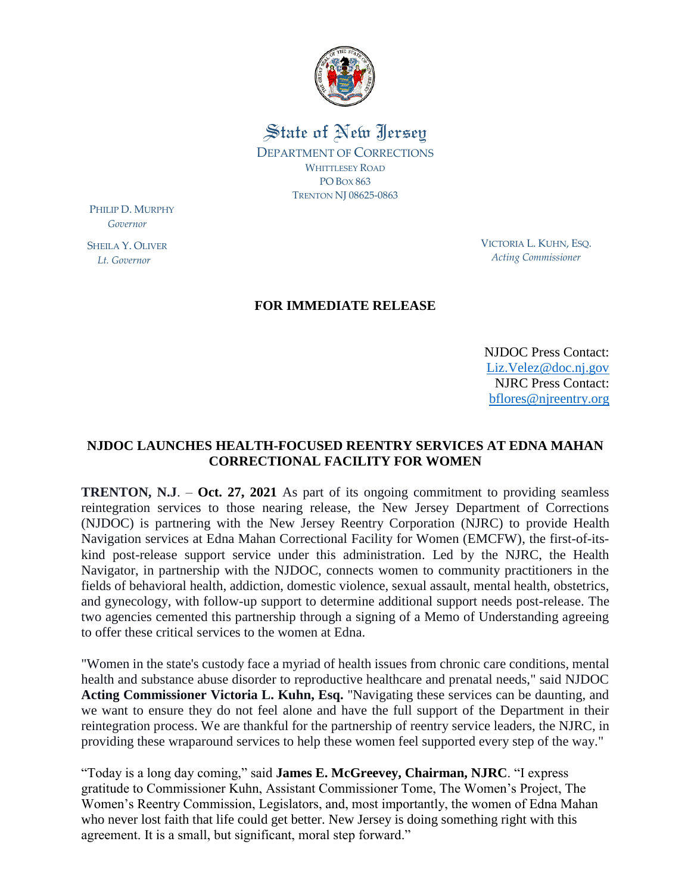State of New Jersey

DEPARTMENT OF CORRECTIONS
WHITTLESEY ROAD
PO BOX 863
TRENTON NJ 08625-0863

PHILIP D. MURPHY
*Governor*

SHEILA Y. OLIVER
*Lt. Governor*

VICTORIA L. KUHN, ESQ.
*Acting Commissioner*

**FOR IMMEDIATE RELEASE**

NJDOC Press Contact:
Liz.Velez@doc.nj.gov
NJRC Press Contact:
bflores@njreentry.org

# NJDOC LAUNCHES HEALTH-FOCUSED REENTRY SERVICES AT EDNA MAHAN CORRECTIONAL FACILITY FOR WOMEN

**TRENTON, N.J**. – **Oct. 27, 2021** As part of its ongoing commitment to providing seamless reintegration services to those nearing release, the New Jersey Department of Corrections (NJDOC) is partnering with the New Jersey Reentry Corporation (NJRC) to provide Health Navigation services at Edna Mahan Correctional Facility for Women (EMCFW), the first-of-its-kind post-release support service under this administration. Led by the NJRC, the Health Navigator, in partnership with the NJDOC, connects women to community practitioners in the fields of behavioral health, addiction, domestic violence, sexual assault, mental health, obstetrics, and gynecology, with follow-up support to determine additional support needs post-release. The two agencies cemented this partnership through a signing of a Memo of Understanding agreeing to offer these critical services to the women at Edna.

"Women in the state's custody face a myriad of health issues from chronic care conditions, mental health and substance abuse disorder to reproductive healthcare and prenatal needs," said NJDOC **Acting Commissioner Victoria L. Kuhn, Esq.** "Navigating these services can be daunting, and we want to ensure they do not feel alone and have the full support of the Department in their reintegration process. We are thankful for the partnership of reentry service leaders, the NJRC, in providing these wraparound services to help these women feel supported every step of the way."

"Today is a long day coming," said **James E. McGreevey, Chairman, NJRC**. "I express gratitude to Commissioner Kuhn, Assistant Commissioner Tome, The Women's Project, The Women's Reentry Commission, Legislators, and, most importantly, the women of Edna Mahan who never lost faith that life could get better. New Jersey is doing something right with this agreement. It is a small, but significant, moral step forward."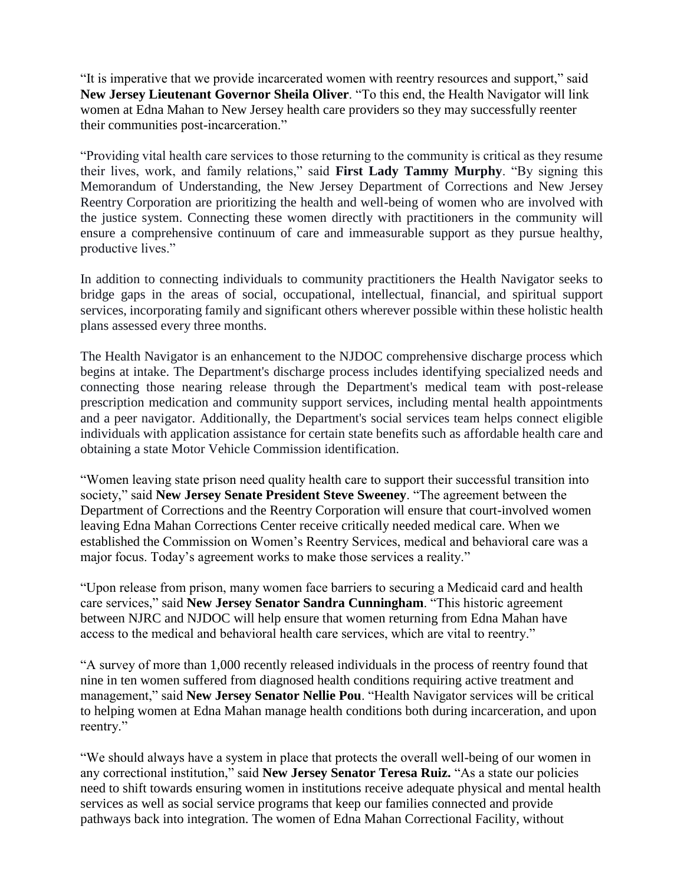"It is imperative that we provide incarcerated women with reentry resources and support," said **New Jersey Lieutenant Governor Sheila Oliver**. "To this end, the Health Navigator will link women at Edna Mahan to New Jersey health care providers so they may successfully reenter their communities post-incarceration."

"Providing vital health care services to those returning to the community is critical as they resume their lives, work, and family relations," said **First Lady Tammy Murphy**. "By signing this Memorandum of Understanding, the New Jersey Department of Corrections and New Jersey Reentry Corporation are prioritizing the health and well-being of women who are involved with the justice system. Connecting these women directly with practitioners in the community will ensure a comprehensive continuum of care and immeasurable support as they pursue healthy, productive lives."

In addition to connecting individuals to community practitioners the Health Navigator seeks to bridge gaps in the areas of social, occupational, intellectual, financial, and spiritual support services, incorporating family and significant others wherever possible within these holistic health plans assessed every three months.

The Health Navigator is an enhancement to the NJDOC comprehensive discharge process which begins at intake. The Department's discharge process includes identifying specialized needs and connecting those nearing release through the Department's medical team with post-release prescription medication and community support services, including mental health appointments and a peer navigator. Additionally, the Department's social services team helps connect eligible individuals with application assistance for certain state benefits such as affordable health care and obtaining a state Motor Vehicle Commission identification.

"Women leaving state prison need quality health care to support their successful transition into society," said **New Jersey Senate President Steve Sweeney**. "The agreement between the Department of Corrections and the Reentry Corporation will ensure that court-involved women leaving Edna Mahan Corrections Center receive critically needed medical care. When we established the Commission on Women's Reentry Services, medical and behavioral care was a major focus. Today's agreement works to make those services a reality."

"Upon release from prison, many women face barriers to securing a Medicaid card and health care services," said **New Jersey Senator Sandra Cunningham**. "This historic agreement between NJRC and NJDOC will help ensure that women returning from Edna Mahan have access to the medical and behavioral health care services, which are vital to reentry."

"A survey of more than 1,000 recently released individuals in the process of reentry found that nine in ten women suffered from diagnosed health conditions requiring active treatment and management," said **New Jersey Senator Nellie Pou**. "Health Navigator services will be critical to helping women at Edna Mahan manage health conditions both during incarceration, and upon reentry."

"We should always have a system in place that protects the overall well-being of our women in any correctional institution," said **New Jersey Senator Teresa Ruiz.** "As a state our policies need to shift towards ensuring women in institutions receive adequate physical and mental health services as well as social service programs that keep our families connected and provide pathways back into integration. The women of Edna Mahan Correctional Facility, without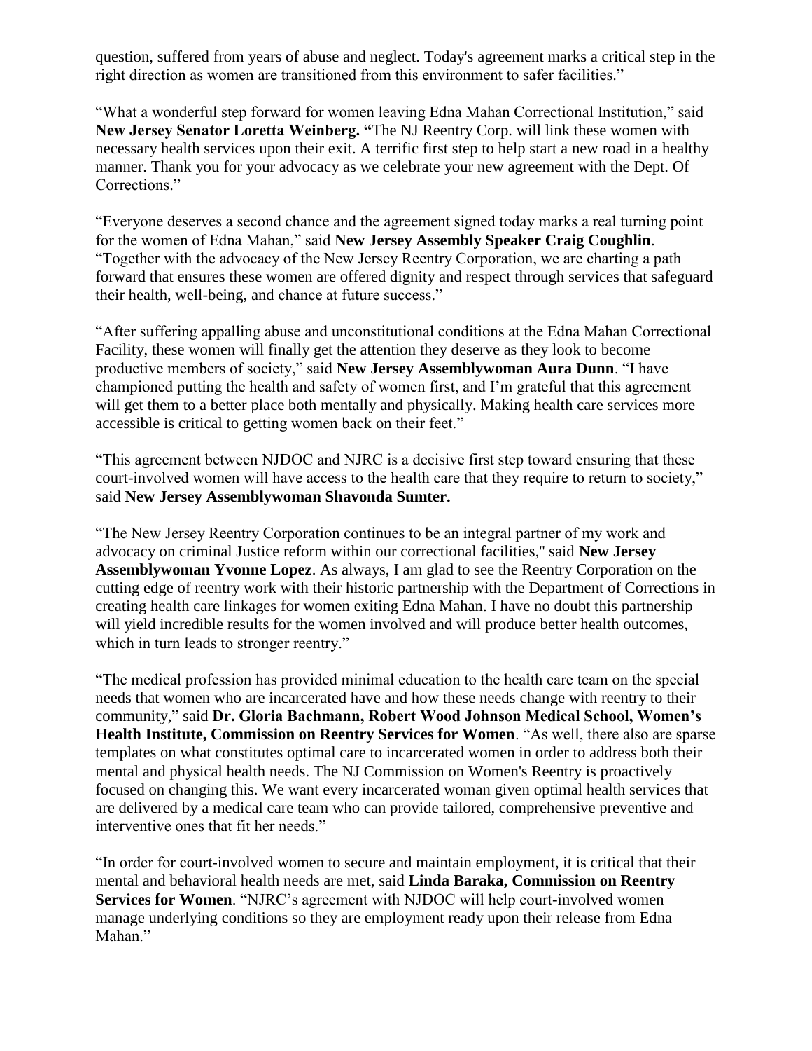question, suffered from years of abuse and neglect. Today's agreement marks a critical step in the right direction as women are transitioned from this environment to safer facilities."

"What a wonderful step forward for women leaving Edna Mahan Correctional Institution," said **New Jersey Senator Loretta Weinberg. "**The NJ Reentry Corp. will link these women with necessary health services upon their exit. A terrific first step to help start a new road in a healthy manner. Thank you for your advocacy as we celebrate your new agreement with the Dept. Of Corrections."

"Everyone deserves a second chance and the agreement signed today marks a real turning point for the women of Edna Mahan," said **New Jersey Assembly Speaker Craig Coughlin**. "Together with the advocacy of the New Jersey Reentry Corporation, we are charting a path forward that ensures these women are offered dignity and respect through services that safeguard their health, well-being, and chance at future success."

"After suffering appalling abuse and unconstitutional conditions at the Edna Mahan Correctional Facility, these women will finally get the attention they deserve as they look to become productive members of society," said **New Jersey Assemblywoman Aura Dunn**. "I have championed putting the health and safety of women first, and I'm grateful that this agreement will get them to a better place both mentally and physically. Making health care services more accessible is critical to getting women back on their feet."

"This agreement between NJDOC and NJRC is a decisive first step toward ensuring that these court-involved women will have access to the health care that they require to return to society," said **New Jersey Assemblywoman Shavonda Sumter.**

"The New Jersey Reentry Corporation continues to be an integral partner of my work and advocacy on criminal Justice reform within our correctional facilities," said **New Jersey Assemblywoman Yvonne Lopez**. As always, I am glad to see the Reentry Corporation on the cutting edge of reentry work with their historic partnership with the Department of Corrections in creating health care linkages for women exiting Edna Mahan. I have no doubt this partnership will yield incredible results for the women involved and will produce better health outcomes, which in turn leads to stronger reentry."

"The medical profession has provided minimal education to the health care team on the special needs that women who are incarcerated have and how these needs change with reentry to their community," said **Dr. Gloria Bachmann, Robert Wood Johnson Medical School, Women's Health Institute, Commission on Reentry Services for Women**. "As well, there also are sparse templates on what constitutes optimal care to incarcerated women in order to address both their mental and physical health needs. The NJ Commission on Women's Reentry is proactively focused on changing this. We want every incarcerated woman given optimal health services that are delivered by a medical care team who can provide tailored, comprehensive preventive and interventive ones that fit her needs."

"In order for court-involved women to secure and maintain employment, it is critical that their mental and behavioral health needs are met, said **Linda Baraka, Commission on Reentry Services for Women**. "NJRC's agreement with NJDOC will help court-involved women manage underlying conditions so they are employment ready upon their release from Edna Mahan."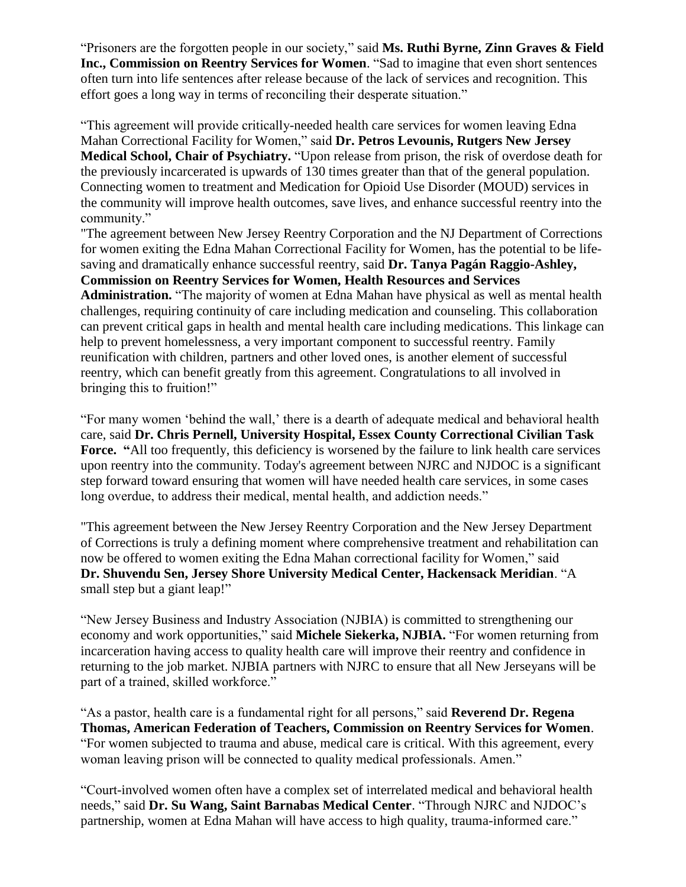"Prisoners are the forgotten people in our society," said **Ms. Ruthi Byrne, Zinn Graves & Field Inc., Commission on Reentry Services for Women**. "Sad to imagine that even short sentences often turn into life sentences after release because of the lack of services and recognition. This effort goes a long way in terms of reconciling their desperate situation."

"This agreement will provide critically-needed health care services for women leaving Edna Mahan Correctional Facility for Women," said **Dr. Petros Levounis, Rutgers New Jersey Medical School, Chair of Psychiatry.** "Upon release from prison, the risk of overdose death for the previously incarcerated is upwards of 130 times greater than that of the general population. Connecting women to treatment and Medication for Opioid Use Disorder (MOUD) services in the community will improve health outcomes, save lives, and enhance successful reentry into the community."

"The agreement between New Jersey Reentry Corporation and the NJ Department of Corrections for women exiting the Edna Mahan Correctional Facility for Women, has the potential to be life-saving and dramatically enhance successful reentry, said **Dr. Tanya Pagán Raggio-Ashley, Commission on Reentry Services for Women, Health Resources and Services Administration.** "The majority of women at Edna Mahan have physical as well as mental health challenges, requiring continuity of care including medication and counseling. This collaboration can prevent critical gaps in health and mental health care including medications. This linkage can help to prevent homelessness, a very important component to successful reentry. Family reunification with children, partners and other loved ones, is another element of successful reentry, which can benefit greatly from this agreement. Congratulations to all involved in bringing this to fruition!"

"For many women 'behind the wall,' there is a dearth of adequate medical and behavioral health care, said **Dr. Chris Pernell, University Hospital, Essex County Correctional Civilian Task Force. "**All too frequently, this deficiency is worsened by the failure to link health care services upon reentry into the community. Today's agreement between NJRC and NJDOC is a significant step forward toward ensuring that women will have needed health care services, in some cases long overdue, to address their medical, mental health, and addiction needs."

"This agreement between the New Jersey Reentry Corporation and the New Jersey Department of Corrections is truly a defining moment where comprehensive treatment and rehabilitation can now be offered to women exiting the Edna Mahan correctional facility for Women," said **Dr. Shuvendu Sen, Jersey Shore University Medical Center, Hackensack Meridian**. "A small step but a giant leap!"

"New Jersey Business and Industry Association (NJBIA) is committed to strengthening our economy and work opportunities," said **Michele Siekerka, NJBIA.** "For women returning from incarceration having access to quality health care will improve their reentry and confidence in returning to the job market. NJBIA partners with NJRC to ensure that all New Jerseyans will be part of a trained, skilled workforce."

"As a pastor, health care is a fundamental right for all persons," said **Reverend Dr. Regena Thomas, American Federation of Teachers, Commission on Reentry Services for Women**. "For women subjected to trauma and abuse, medical care is critical. With this agreement, every woman leaving prison will be connected to quality medical professionals. Amen."

"Court-involved women often have a complex set of interrelated medical and behavioral health needs," said **Dr. Su Wang, Saint Barnabas Medical Center**. "Through NJRC and NJDOC's partnership, women at Edna Mahan will have access to high quality, trauma-informed care."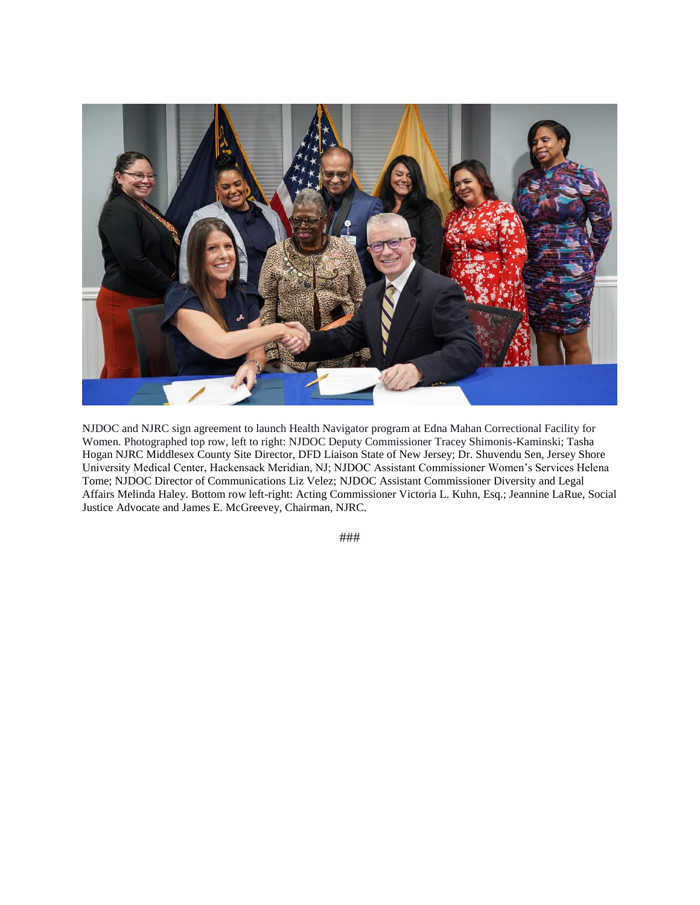NJDOC and NJRC sign agreement to launch Health Navigator program at Edna Mahan Correctional Facility for Women. Photographed top row, left to right: NJDOC Deputy Commissioner Tracey Shimonis-Kaminski; Tasha Hogan NJRC Middlesex County Site Director, DFD Liaison State of New Jersey; Dr. Shuvendu Sen, Jersey Shore University Medical Center, Hackensack Meridian, NJ; NJDOC Assistant Commissioner Women's Services Helena Tome; NJDOC Director of Communications Liz Velez; NJDOC Assistant Commissioner Diversity and Legal Affairs Melinda Haley. Bottom row left-right: Acting Commissioner Victoria L. Kuhn, Esq.; Jeannine LaRue, Social Justice Advocate and James E. McGreevey, Chairman, NJRC.

###